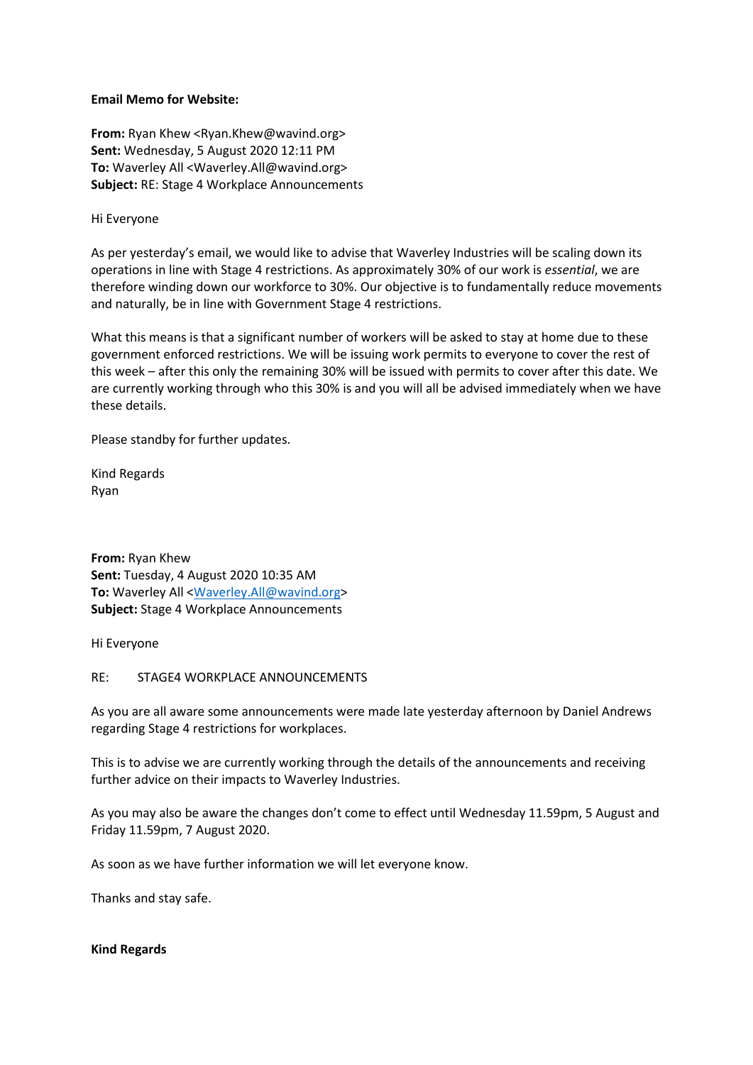**Email Memo for Website:**

**From:** Ryan Khew <Ryan.Khew@wavind.org>
**Sent:** Wednesday, 5 August 2020 12:11 PM
**To:** Waverley All <Waverley.All@wavind.org>
**Subject:** RE: Stage 4 Workplace Announcements

Hi Everyone

As per yesterday's email, we would like to advise that Waverley Industries will be scaling down its operations in line with Stage 4 restrictions. As approximately 30% of our work is *essential*, we are therefore winding down our workforce to 30%. Our objective is to fundamentally reduce movements and naturally, be in line with Government Stage 4 restrictions.

What this means is that a significant number of workers will be asked to stay at home due to these government enforced restrictions. We will be issuing work permits to everyone to cover the rest of this week – after this only the remaining 30% will be issued with permits to cover after this date. We are currently working through who this 30% is and you will all be advised immediately when we have these details.

Please standby for further updates.

Kind Regards
Ryan

**From:** Ryan Khew
**Sent:** Tuesday, 4 August 2020 10:35 AM
**To:** Waverley All <Waverley.All@wavind.org>
**Subject:** Stage 4 Workplace Announcements

Hi Everyone

RE: STAGE4 WORKPLACE ANNOUNCEMENTS

As you are all aware some announcements were made late yesterday afternoon by Daniel Andrews regarding Stage 4 restrictions for workplaces.

This is to advise we are currently working through the details of the announcements and receiving further advice on their impacts to Waverley Industries.

As you may also be aware the changes don't come to effect until Wednesday 11.59pm, 5 August and Friday 11.59pm, 7 August 2020.

As soon as we have further information we will let everyone know.

Thanks and stay safe.

**Kind Regards**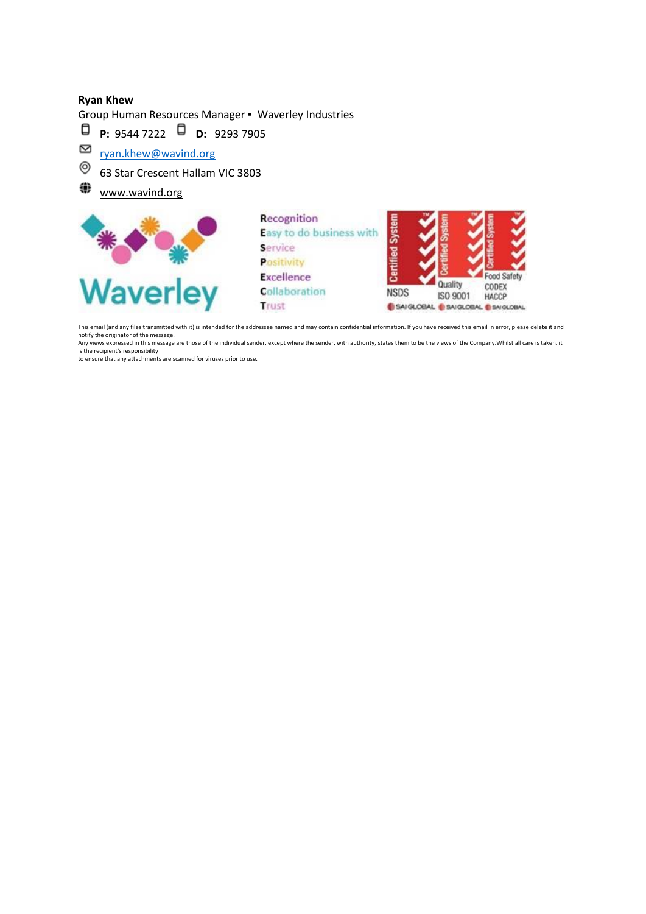**Ryan Khew**

Group Human Resources Manager ▪ Waverley Industries

**P:** 9544 7222 **D:** 9293 7905

ryan.khew@wavind.org

63 Star Crescent Hallam VIC 3803

www.wavind.org

Waverley

**R**ecognition
**E**asy to do business with
**S**ervice
**P**ositivity
**E**xcellence
**C**ollaboration
**T**rust

Certified System NSDS SAI GLOBAL
Certified System Quality ISO 9001 SAI GLOBAL
Certified System Food Safety CODEX HACCP SAI GLOBAL

This email (and any files transmitted with it) is intended for the addressee named and may contain confidential information. If you have received this email in error, please delete it and notify the originator of the message.
Any views expressed in this message are those of the individual sender, except where the sender, with authority, states them to be the views of the Company.Whilst all care is taken, it is the recipient's responsibility
to ensure that any attachments are scanned for viruses prior to use.